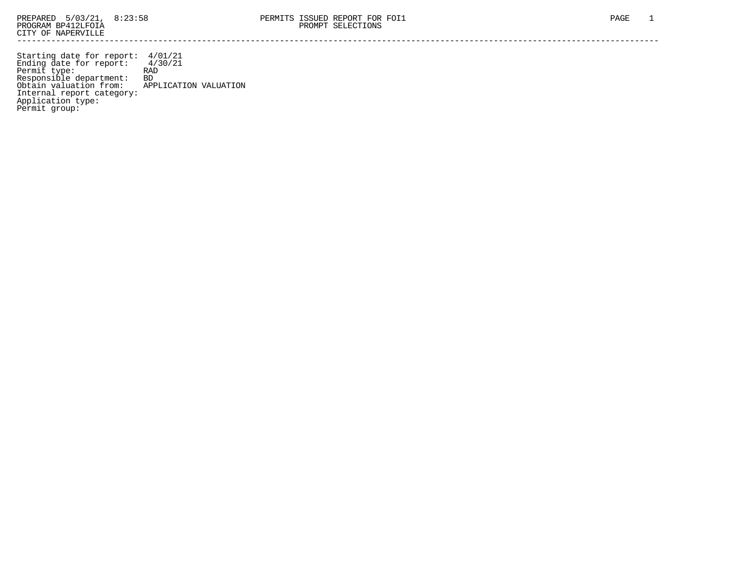PREPARED 5/03/21, 8:23:58

PROGRAM BP412LFOIA

CITY OF NAPERVILLE

PERMITS ISSUED REPORT FOR FOI1

PROMPT SELECTIONS

PAGE 1

---

Starting date for report: 4/01/21
Ending date for report: 4/30/21
Permit type: RAD
Responsible department: BD
Obtain valuation from: APPLICATION VALUATION
Internal report category:
Application type:
Permit group: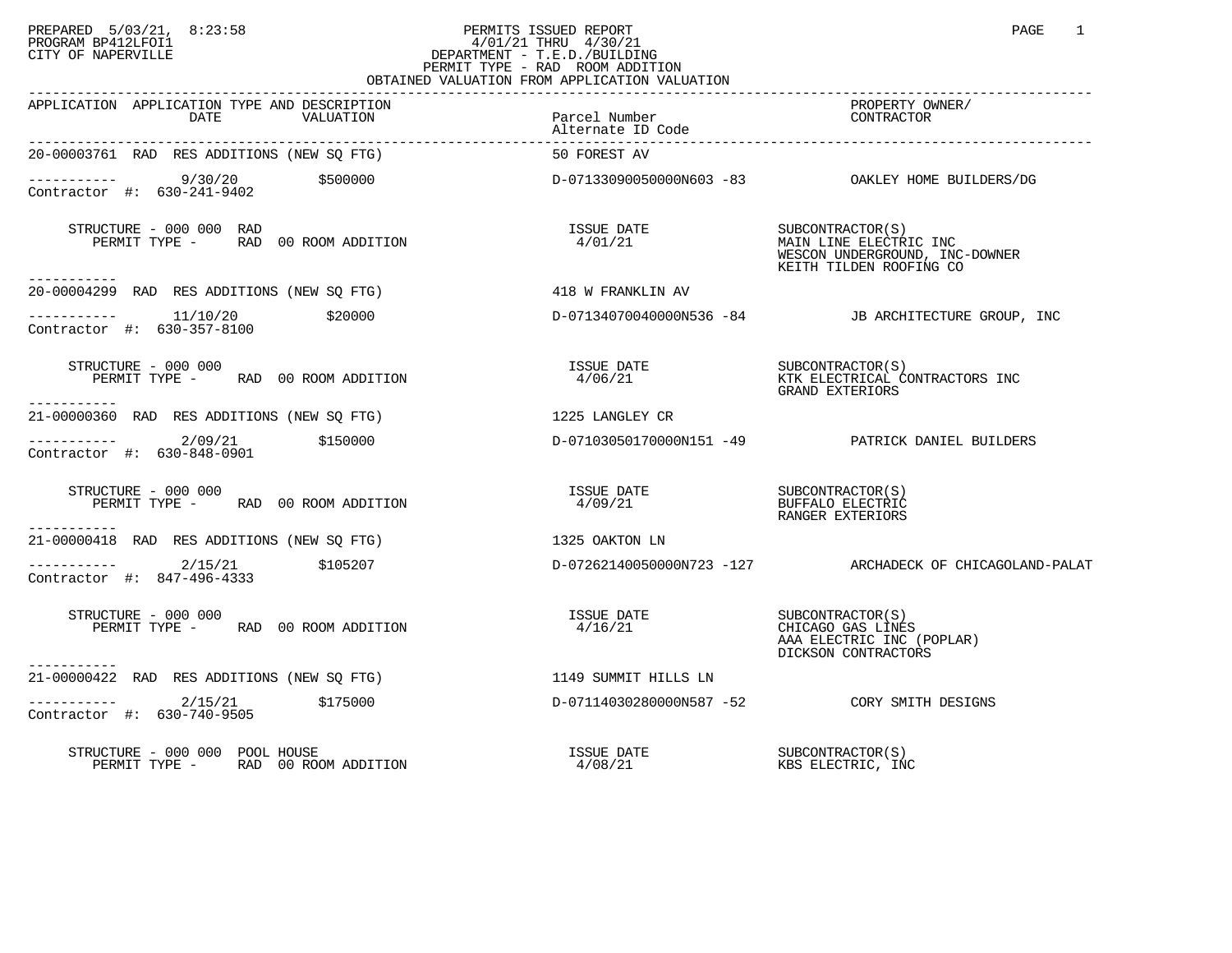PREPARED 5/03/21, 8:23:58
PROGRAM BP412LFOI1
CITY OF NAPERVILLE

PERMITS ISSUED REPORT
4/01/21 THRU 4/30/21
DEPARTMENT - T.E.D./BUILDING
PERMIT TYPE - RAD ROOM ADDITION
OBTAINED VALUATION FROM APPLICATION VALUATION

| APPLICATION | APPLICATION TYPE AND DESCRIPTION DATE | VALUATION | Parcel Number / Alternate ID Code | PROPERTY OWNER/ CONTRACTOR |
|---|---|---|---|---|
| 20-00003761 | RAD RES ADDITIONS (NEW SQ FTG) | | 50 FOREST AV | |
| Contractor #: 630-241-9402 | 9/30/20 | $500000 | D-07133090050000N603 -83 | OAKLEY HOME BUILDERS/DG |
| | STRUCTURE - 000 000 RAD<br>PERMIT TYPE - RAD 00 ROOM ADDITION | | ISSUE DATE 4/01/21 | SUBCONTRACTOR(S)<br>MAIN LINE ELECTRIC INC<br>WESCON UNDERGROUND, INC-DOWNER<br>KEITH TILDEN ROOFING CO |
| 20-00004299 | RAD RES ADDITIONS (NEW SQ FTG) | | 418 W FRANKLIN AV | |
| Contractor #: 630-357-8100 | 11/10/20 | $20000 | D-07134070040000N536 -84 | JB ARCHITECTURE GROUP, INC |
| | STRUCTURE - 000 000<br>PERMIT TYPE - RAD 00 ROOM ADDITION | | ISSUE DATE 4/06/21 | SUBCONTRACTOR(S)<br>KTK ELECTRICAL CONTRACTORS INC<br>GRAND EXTERIORS |
| 21-00000360 | RAD RES ADDITIONS (NEW SQ FTG) | | 1225 LANGLEY CR | |
| Contractor #: 630-848-0901 | 2/09/21 | $150000 | D-07103050170000N151 -49 | PATRICK DANIEL BUILDERS |
| | STRUCTURE - 000 000<br>PERMIT TYPE - RAD 00 ROOM ADDITION | | ISSUE DATE 4/09/21 | SUBCONTRACTOR(S)<br>BUFFALO ELECTRIC<br>RANGER EXTERIORS |
| 21-00000418 | RAD RES ADDITIONS (NEW SQ FTG) | | 1325 OAKTON LN | |
| Contractor #: 847-496-4333 | 2/15/21 | $105207 | D-07262140050000N723 -127 | ARCHADECK OF CHICAGOLAND-PALAT |
| | STRUCTURE - 000 000<br>PERMIT TYPE - RAD 00 ROOM ADDITION | | ISSUE DATE 4/16/21 | SUBCONTRACTOR(S)<br>CHICAGO GAS LINES<br>AAA ELECTRIC INC (POPLAR)<br>DICKSON CONTRACTORS |
| 21-00000422 | RAD RES ADDITIONS (NEW SQ FTG) | | 1149 SUMMIT HILLS LN | |
| Contractor #: 630-740-9505 | 2/15/21 | $175000 | D-07114030280000N587 -52 | CORY SMITH DESIGNS |
| | STRUCTURE - 000 000 POOL HOUSE<br>PERMIT TYPE - RAD 00 ROOM ADDITION | | ISSUE DATE 4/08/21 | SUBCONTRACTOR(S)<br>KBS ELECTRIC, INC |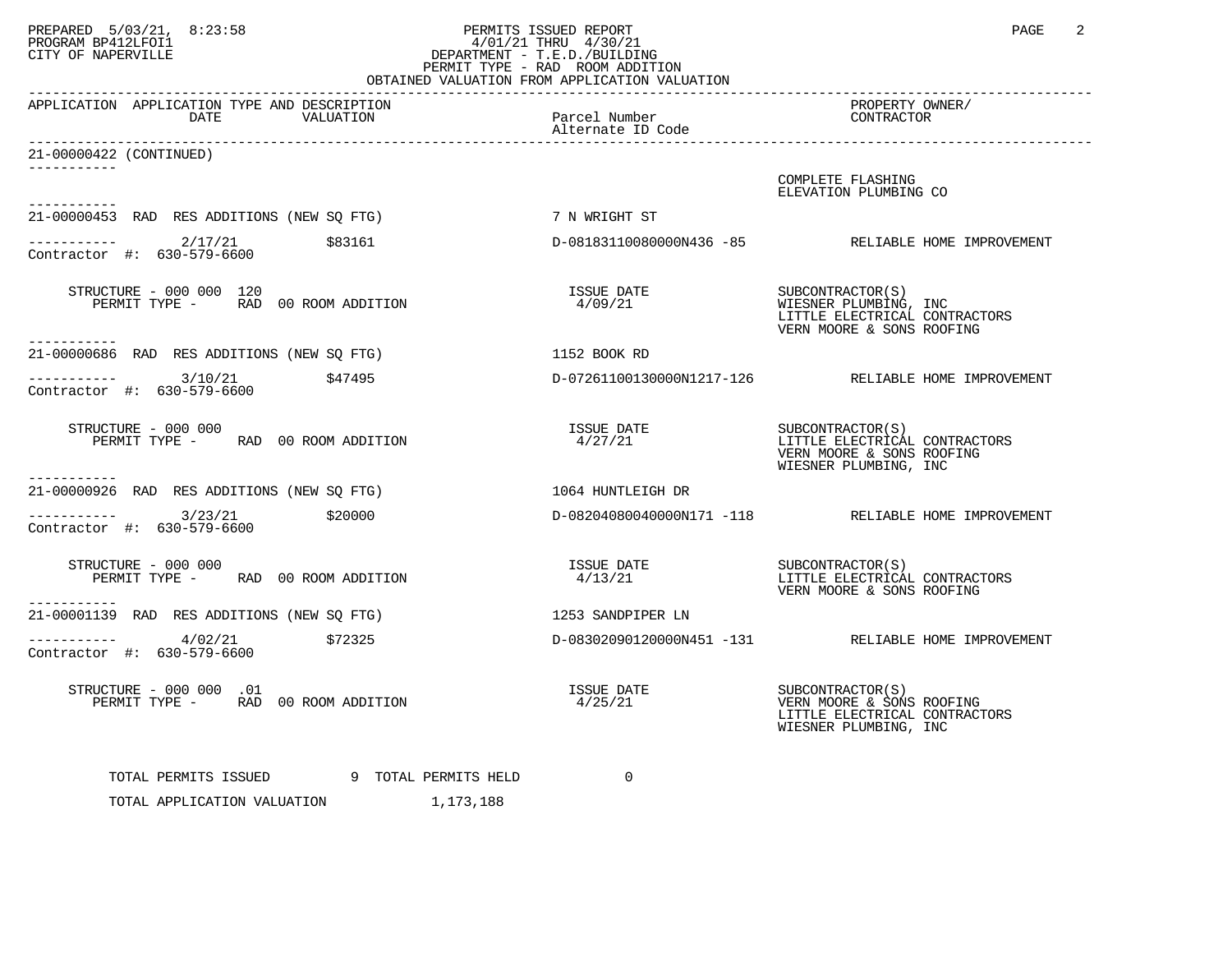PERMITS ISSUED REPORT
4/01/21 THRU 4/30/21
DEPARTMENT - T.E.D./BUILDING
PERMIT TYPE - RAD ROOM ADDITION
OBTAINED VALUATION FROM APPLICATION VALUATION

| APPLICATION | APPLICATION TYPE AND DESCRIPTION / DATE / VALUATION | Parcel Number / Alternate ID Code | PROPERTY OWNER/ CONTRACTOR |
|---|---|---|---|
| 21-00000422 (CONTINUED) | | | COMPLETE FLASHING<br>ELEVATION PLUMBING CO |
| 21-00000453 | RAD RES ADDITIONS (NEW SQ FTG) | 7 N WRIGHT ST | |
| | 2/17/21 $83161 | D-08183110080000N436 -85 | RELIABLE HOME IMPROVEMENT |
| Contractor #: 630-579-6600 | | | |
| | STRUCTURE - 000 000 120<br>PERMIT TYPE - RAD 00 ROOM ADDITION | ISSUE DATE<br>4/09/21 | SUBCONTRACTOR(S)<br>WIESNER PLUMBING, INC<br>LITTLE ELECTRICAL CONTRACTORS<br>VERN MOORE & SONS ROOFING |
| 21-00000686 | RAD RES ADDITIONS (NEW SQ FTG) | 1152 BOOK RD | |
| | 3/10/21 $47495 | D-07261100130000N1217-126 | RELIABLE HOME IMPROVEMENT |
| Contractor #: 630-579-6600 | | | |
| | STRUCTURE - 000 000<br>PERMIT TYPE - RAD 00 ROOM ADDITION | ISSUE DATE<br>4/27/21 | SUBCONTRACTOR(S)<br>LITTLE ELECTRICAL CONTRACTORS<br>VERN MOORE & SONS ROOFING<br>WIESNER PLUMBING, INC |
| 21-00000926 | RAD RES ADDITIONS (NEW SQ FTG) | 1064 HUNTLEIGH DR | |
| | 3/23/21 $20000 | D-08204080040000N171 -118 | RELIABLE HOME IMPROVEMENT |
| Contractor #: 630-579-6600 | | | |
| | STRUCTURE - 000 000<br>PERMIT TYPE - RAD 00 ROOM ADDITION | ISSUE DATE<br>4/13/21 | SUBCONTRACTOR(S)<br>LITTLE ELECTRICAL CONTRACTORS<br>VERN MOORE & SONS ROOFING |
| 21-00001139 | RAD RES ADDITIONS (NEW SQ FTG) | 1253 SANDPIPER LN | |
| | 4/02/21 $72325 | D-08302090120000N451 -131 | RELIABLE HOME IMPROVEMENT |
| Contractor #: 630-579-6600 | | | |
| | STRUCTURE - 000 000 .01<br>PERMIT TYPE - RAD 00 ROOM ADDITION | ISSUE DATE<br>4/25/21 | SUBCONTRACTOR(S)<br>VERN MOORE & SONS ROOFING<br>LITTLE ELECTRICAL CONTRACTORS<br>WIESNER PLUMBING, INC |

TOTAL PERMITS ISSUED 9 TOTAL PERMITS HELD 0

TOTAL APPLICATION VALUATION 1,173,188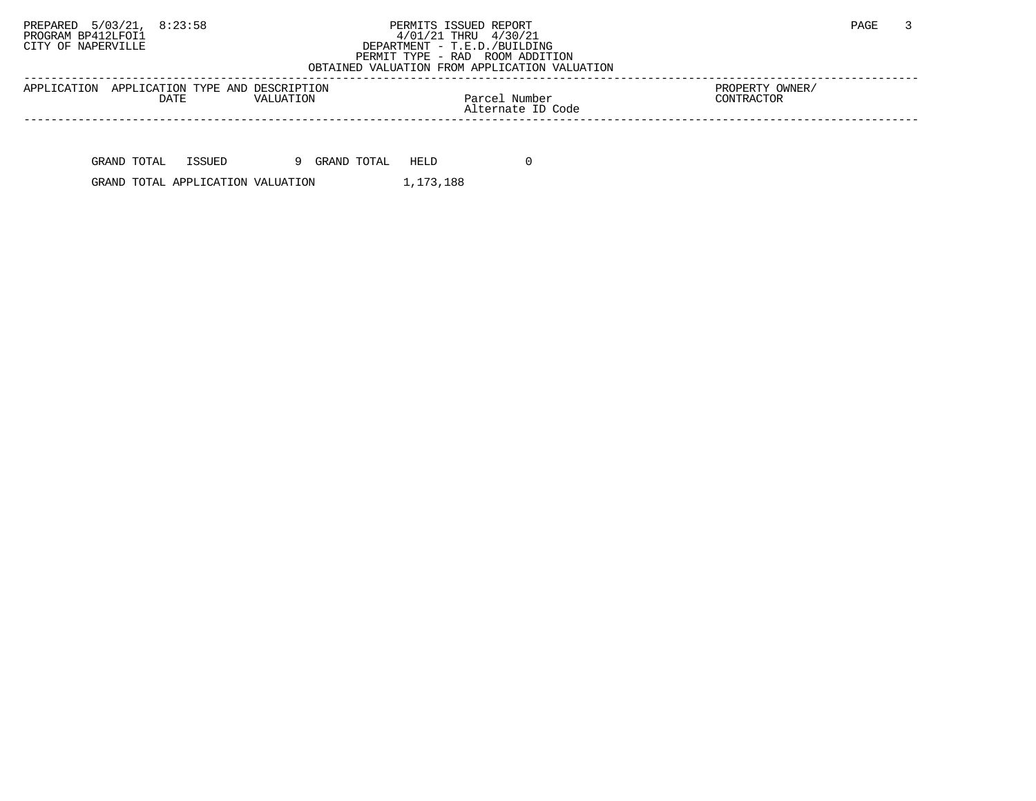PREPARED 5/03/21, 8:23:58
PROGRAM BP412LFOI1
CITY OF NAPERVILLE

PERMITS ISSUED REPORT
4/01/21 THRU 4/30/21
DEPARTMENT - T.E.D./BUILDING
PERMIT TYPE - RAD ROOM ADDITION
OBTAINED VALUATION FROM APPLICATION VALUATION

| APPLICATION | APPLICATION TYPE AND DESCRIPTION DATE | VALUATION | Parcel Number Alternate ID Code | PROPERTY OWNER/ CONTRACTOR |
|---|---|---|---|---|

GRAND TOTAL ISSUED 9 GRAND TOTAL HELD 0

GRAND TOTAL APPLICATION VALUATION 1,173,188